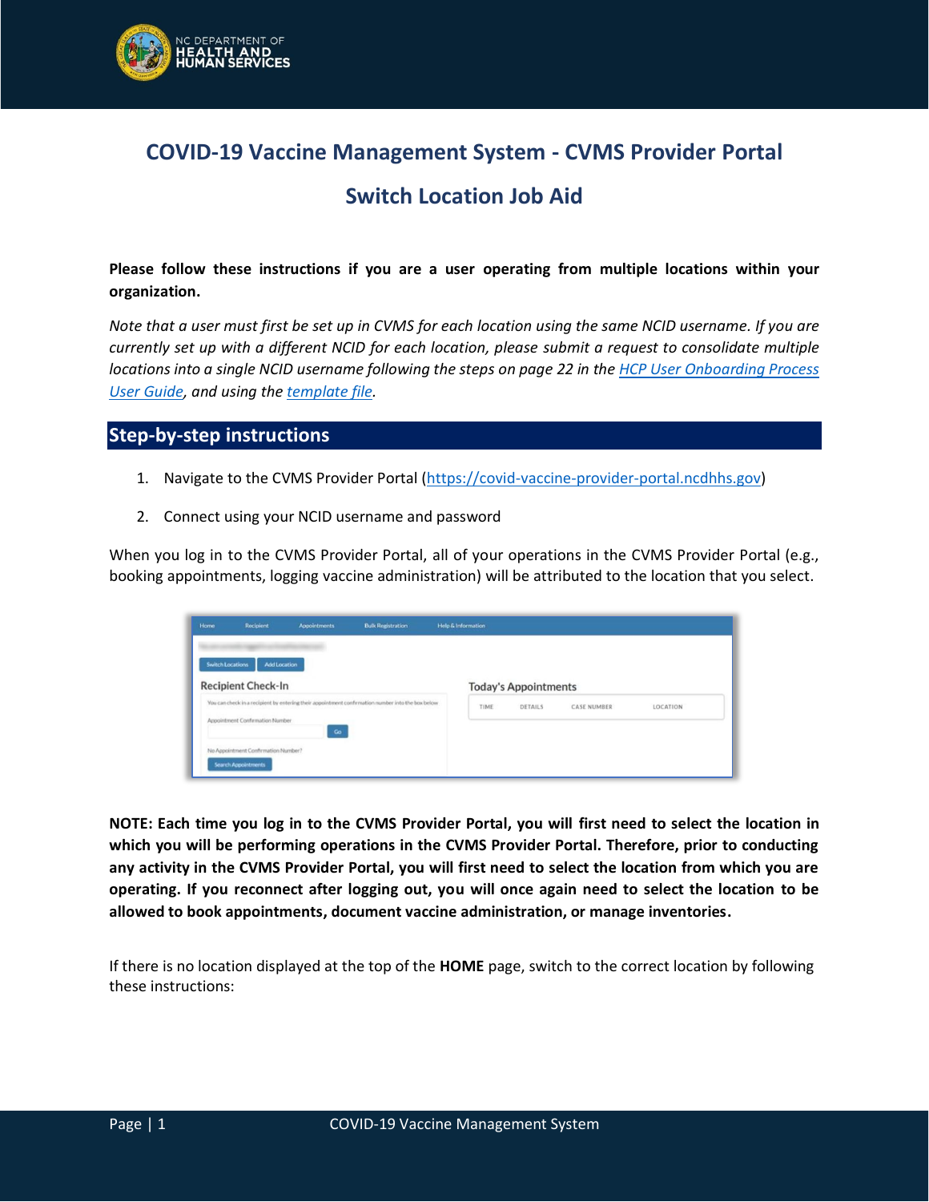# COVID-19 Vaccine Management System - CVMS Provider Portal

## Switch Location Job Aid

**Please follow these instructions if you are a user operating from multiple locations within your organization.**

*Note that a user must first be set up in CVMS for each location using the same NCID username. If you are currently set up with a different NCID for each location, please submit a request to consolidate multiple locations into a single NCID username following the steps on page 22 in the [HCP User Onboarding Process User Guide](), and using the [template file]().*

## Step-by-step instructions

1. Navigate to the CVMS Provider Portal (https://covid-vaccine-provider-portal.ncdhhs.gov)
2. Connect using your NCID username and password

When you log in to the CVMS Provider Portal, all of your operations in the CVMS Provider Portal (e.g., booking appointments, logging vaccine administration) will be attributed to the location that you select.

**NOTE: Each time you log in to the CVMS Provider Portal, you will first need to select the location in which you will be performing operations in the CVMS Provider Portal. Therefore, prior to conducting any activity in the CVMS Provider Portal, you will first need to select the location from which you are operating. If you reconnect after logging out, you will once again need to select the location to be allowed to book appointments, document vaccine administration, or manage inventories.**

If there is no location displayed at the top of the **HOME** page, switch to the correct location by following these instructions: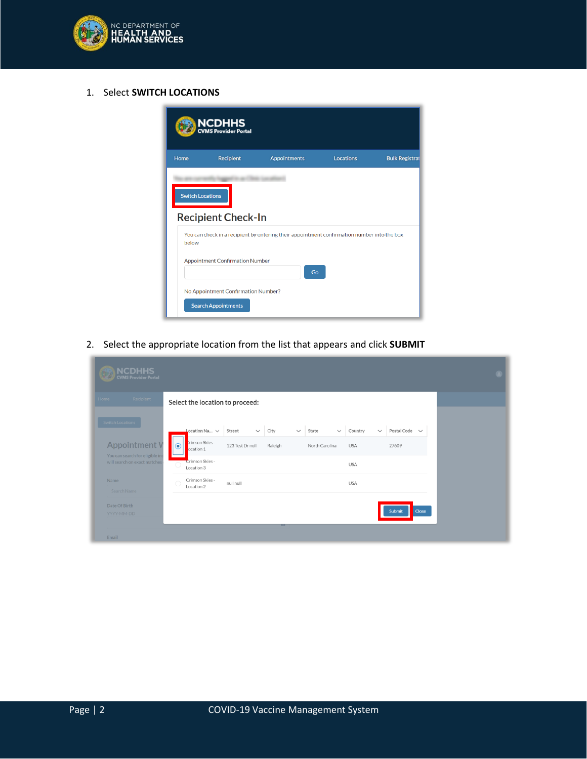1. Select **SWITCH LOCATIONS**

2. Select the appropriate location from the list that appears and click **SUBMIT**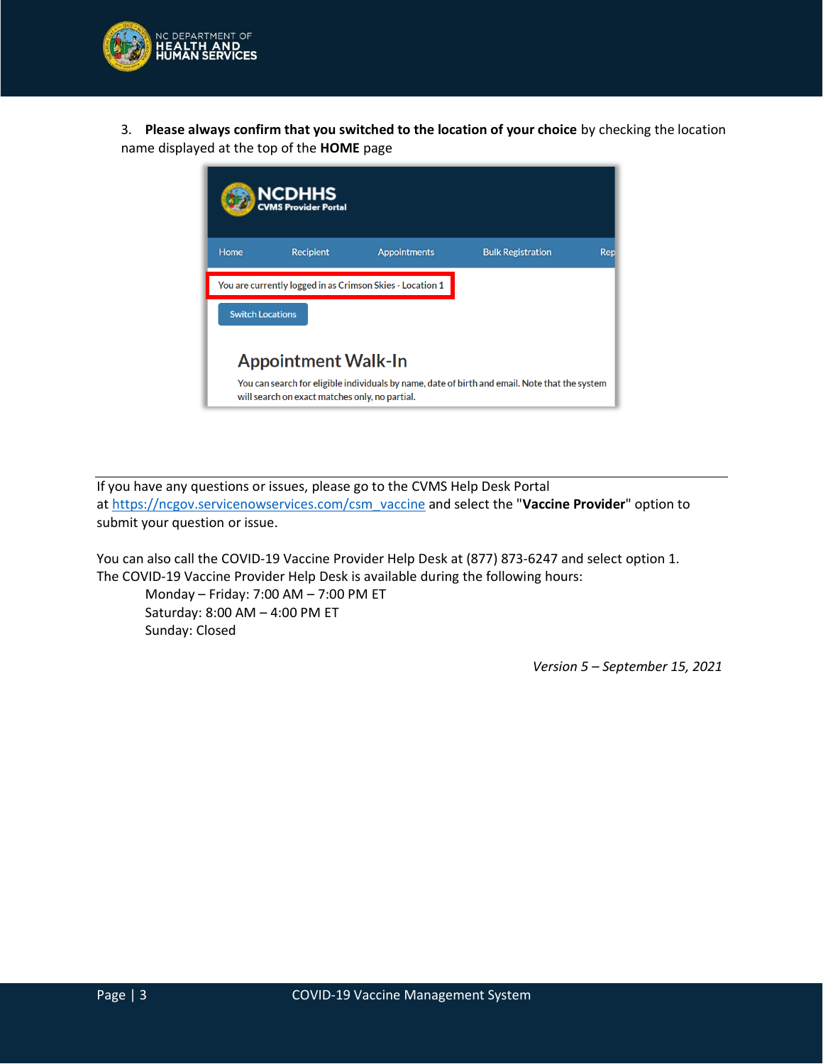3. **Please always confirm that you switched to the location of your choice** by checking the location name displayed at the top of the **HOME** page

---

If you have any questions or issues, please go to the CVMS Help Desk Portal at https://ncgov.servicenowservices.com/csm_vaccine and select the "**Vaccine Provider**" option to submit your question or issue.

You can also call the COVID-19 Vaccine Provider Help Desk at (877) 873-6247 and select option 1. The COVID-19 Vaccine Provider Help Desk is available during the following hours:

Monday – Friday: 7:00 AM – 7:00 PM ET
Saturday: 8:00 AM – 4:00 PM ET
Sunday: Closed

*Version 5 – September 15, 2021*